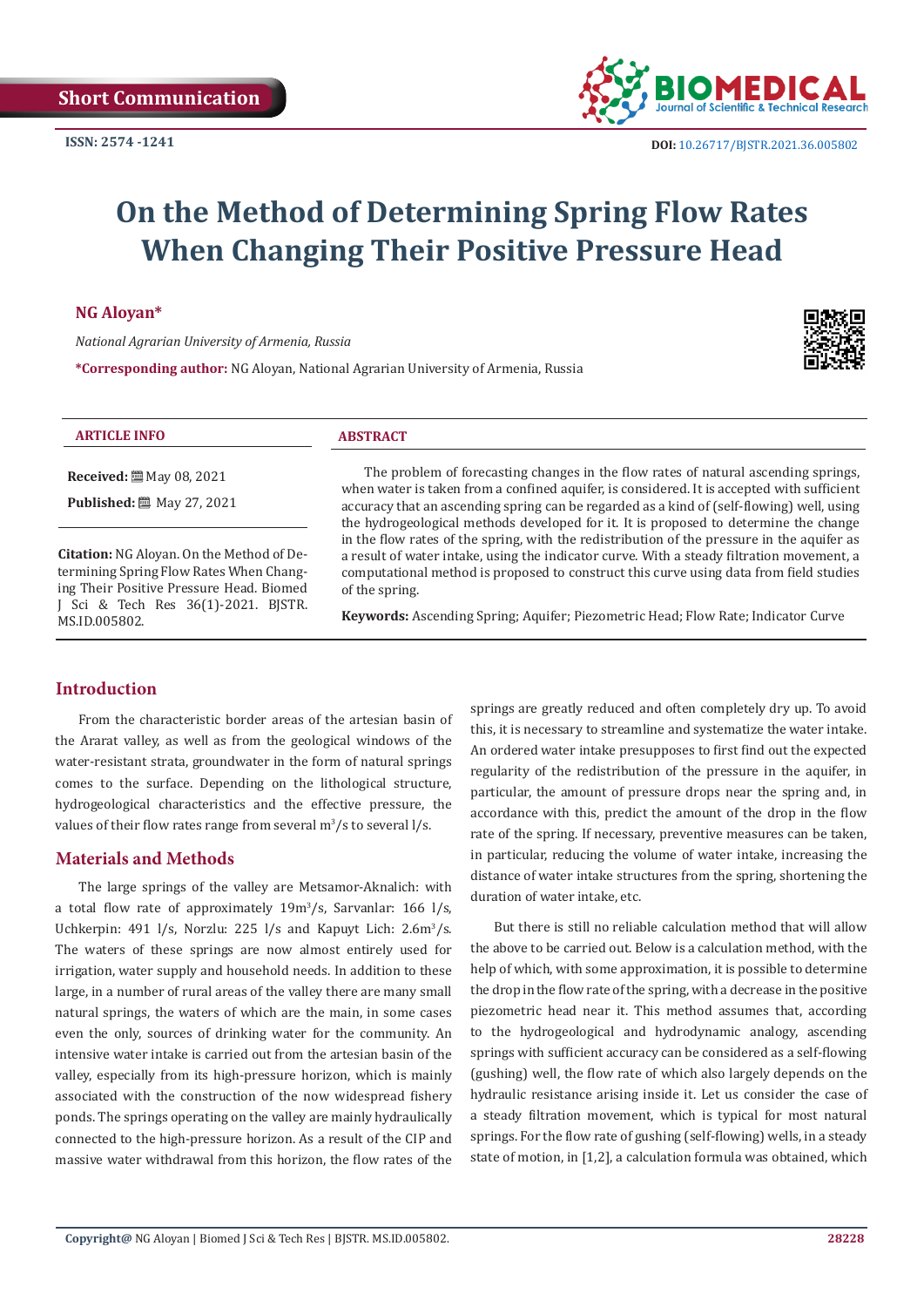Short Communication

ISSN: 2574 -1241

DOI: 10.26717/BJSTR.2021.36.005802

# On the Method of Determining Spring Flow Rates When Changing Their Positive Pressure Head

**NG Aloyan***

*National Agrarian University of Armenia, Russia*

***Corresponding author:** NG Aloyan, National Agrarian University of Armenia, Russia

**ARTICLE INFO**

**Received:** May 08, 2021

**Published:** May 27, 2021

**Citation:** NG Aloyan. On the Method of Determining Spring Flow Rates When Changing Their Positive Pressure Head. Biomed J Sci & Tech Res 36(1)-2021. BJSTR. MS.ID.005802.

**ABSTRACT**

The problem of forecasting changes in the flow rates of natural ascending springs, when water is taken from a confined aquifer, is considered. It is accepted with sufficient accuracy that an ascending spring can be regarded as a kind of (self-flowing) well, using the hydrogeological methods developed for it. It is proposed to determine the change in the flow rates of the spring, with the redistribution of the pressure in the aquifer as a result of water intake, using the indicator curve. With a steady filtration movement, a computational method is proposed to construct this curve using data from field studies of the spring.

**Keywords:** Ascending Spring; Aquifer; Piezometric Head; Flow Rate; Indicator Curve

## Introduction

From the characteristic border areas of the artesian basin of the Ararat valley, as well as from the geological windows of the water-resistant strata, groundwater in the form of natural springs comes to the surface. Depending on the lithological structure, hydrogeological characteristics and the effective pressure, the values of their flow rates range from several $m^3/s$ to several l/s.

## Materials and Methods

The large springs of the valley are Metsamor-Aknalich: with a total flow rate of approximately $19 m^3/s$, Sarvanlar: 166 l/s, Uchkerpin: 491 l/s, Norzlu: 225 l/s and Kapuyt Lich: $2.6 m^3/s$. The waters of these springs are now almost entirely used for irrigation, water supply and household needs. In addition to these large, in a number of rural areas of the valley there are many small natural springs, the waters of which are the main, in some cases even the only, sources of drinking water for the community. An intensive water intake is carried out from the artesian basin of the valley, especially from its high-pressure horizon, which is mainly associated with the construction of the now widespread fishery ponds. The springs operating on the valley are mainly hydraulically connected to the high-pressure horizon. As a result of the CIP and massive water withdrawal from this horizon, the flow rates of the springs are greatly reduced and often completely dry up. To avoid this, it is necessary to streamline and systematize the water intake. An ordered water intake presupposes to first find out the expected regularity of the redistribution of the pressure in the aquifer, in particular, the amount of pressure drops near the spring and, in accordance with this, predict the amount of the drop in the flow rate of the spring. If necessary, preventive measures can be taken, in particular, reducing the volume of water intake, increasing the distance of water intake structures from the spring, shortening the duration of water intake, etc.

But there is still no reliable calculation method that will allow the above to be carried out. Below is a calculation method, with the help of which, with some approximation, it is possible to determine the drop in the flow rate of the spring, with a decrease in the positive piezometric head near it. This method assumes that, according to the hydrogeological and hydrodynamic analogy, ascending springs with sufficient accuracy can be considered as a self-flowing (gushing) well, the flow rate of which also largely depends on the hydraulic resistance arising inside it. Let us consider the case of a steady filtration movement, which is typical for most natural springs. For the flow rate of gushing (self-flowing) wells, in a steady state of motion, in [1,2], a calculation formula was obtained, which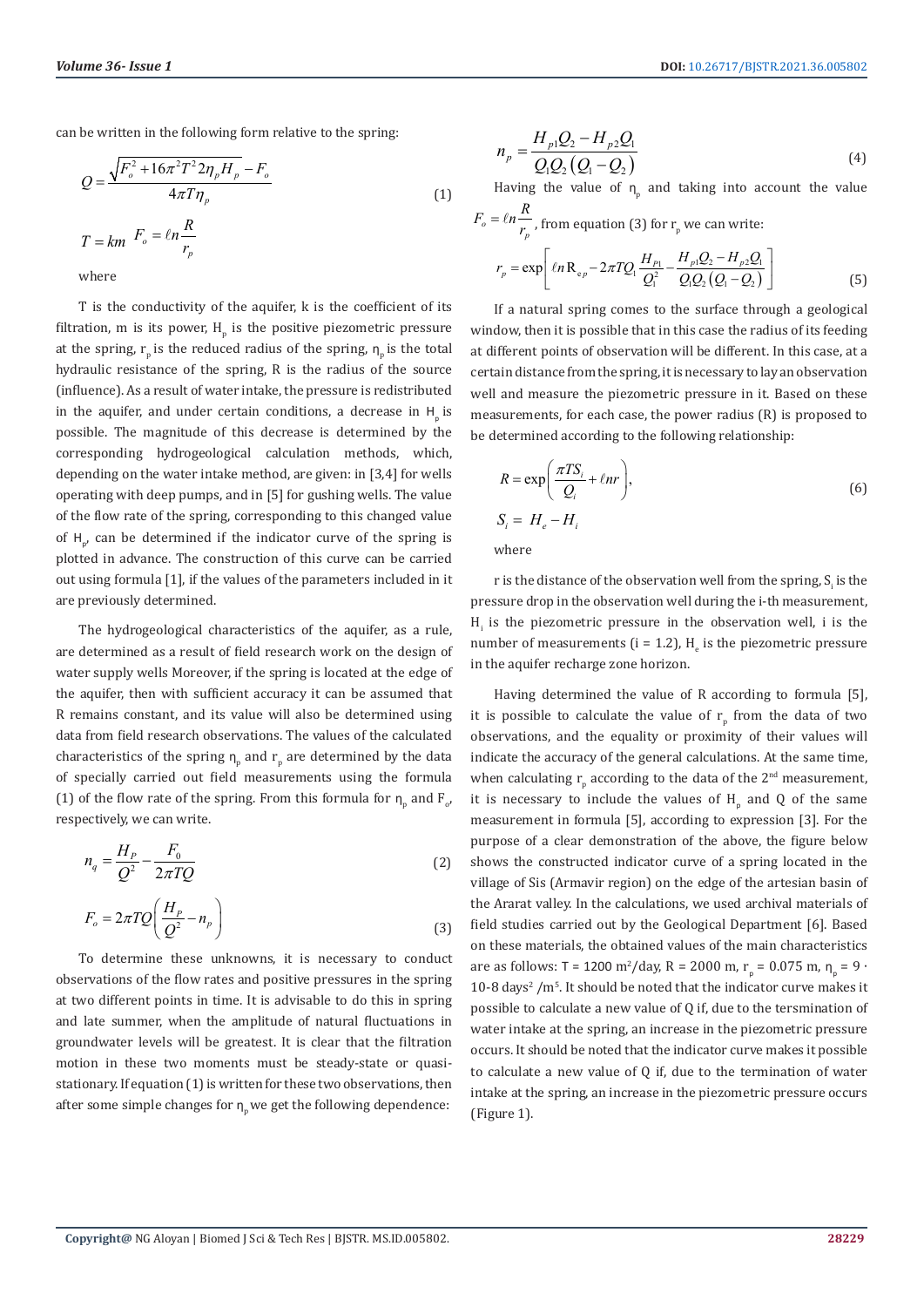can be written in the following form relative to the spring:

$$Q = \frac{\sqrt{F_o^2 + 16\pi^2 T^2 2\eta_p H_p} - F_o}{4\pi T \eta_p} \tag{1}$$

$$T = km \quad F_o = \ell n \frac{R}{r_p}$$

where

T is the conductivity of the aquifer, k is the coefficient of its filtration, m is its power, $H_p$ is the positive piezometric pressure at the spring, $r_p$ is the reduced radius of the spring, $\eta_p$ is the total hydraulic resistance of the spring, R is the radius of the source (influence). As a result of water intake, the pressure is redistributed in the aquifer, and under certain conditions, a decrease in $H_p$ is possible. The magnitude of this decrease is determined by the corresponding hydrogeological calculation methods, which, depending on the water intake method, are given: in [3,4] for wells operating with deep pumps, and in [5] for gushing wells. The value of the flow rate of the spring, corresponding to this changed value of $H_p$, can be determined if the indicator curve of the spring is plotted in advance. The construction of this curve can be carried out using formula [1], if the values of the parameters included in it are previously determined.

The hydrogeological characteristics of the aquifer, as a rule, are determined as a result of field research work on the design of water supply wells Moreover, if the spring is located at the edge of the aquifer, then with sufficient accuracy it can be assumed that R remains constant, and its value will also be determined using data from field research observations. The values of the calculated characteristics of the spring $\eta_p$ and $r_p$ are determined by the data of specially carried out field measurements using the formula (1) of the flow rate of the spring. From this formula for $\eta_p$ and $F_o$, respectively, we can write.

$$n_q = \frac{H_P}{Q^2} - \frac{F_0}{2\pi TQ} \tag{2}$$

$$F_o = 2\pi TQ\left(\frac{H_P}{Q^2} - n_p\right) \tag{3}$$

To determine these unknowns, it is necessary to conduct observations of the flow rates and positive pressures in the spring at two different points in time. It is advisable to do this in spring and late summer, when the amplitude of natural fluctuations in groundwater levels will be greatest. It is clear that the filtration motion in these two moments must be steady-state or quasi-stationary. If equation (1) is written for these two observations, then after some simple changes for $\eta_p$ we get the following dependence:

$$n_p = \frac{H_{p1}Q_2 - H_{p2}Q_1}{Q_1 Q_2 (Q_1 - Q_2)} \tag{4}$$

Having the value of $\eta_p$ and taking into account the value $F_o = \ell n \frac{R}{r_p}$, from equation (3) for $r_p$ we can write:

$$r_p = \exp\left[\ell n \mathrm{R}_{ep} - 2\pi T Q_1 \frac{H_{P1}}{Q_1^2} - \frac{H_{p1}Q_2 - H_{p2}Q_1}{Q_1 Q_2 (Q_1 - Q_2)}\right] \tag{5}$$

If a natural spring comes to the surface through a geological window, then it is possible that in this case the radius of its feeding at different points of observation will be different. In this case, at a certain distance from the spring, it is necessary to lay an observation well and measure the piezometric pressure in it. Based on these measurements, for each case, the power radius (R) is proposed to be determined according to the following relationship:

$$R = \exp\left(\frac{\pi T S_i}{Q_i} + \ell n r\right), \tag{6}$$

$$S_i = H_e - H_i$$

where

r is the distance of the observation well from the spring, $S_i$ is the pressure drop in the observation well during the i-th measurement, $H_i$ is the piezometric pressure in the observation well, i is the number of measurements (i = 1.2), $H_e$ is the piezometric pressure in the aquifer recharge zone horizon.

Having determined the value of R according to formula [5], it is possible to calculate the value of $r_p$ from the data of two observations, and the equality or proximity of their values will indicate the accuracy of the general calculations. At the same time, when calculating $r_p$ according to the data of the 2nd measurement, it is necessary to include the values of $H_p$ and Q of the same measurement in formula [5], according to expression [3]. For the purpose of a clear demonstration of the above, the figure below shows the constructed indicator curve of a spring located in the village of Sis (Armavir region) on the edge of the artesian basin of the Ararat valley. In the calculations, we used archival materials of field studies carried out by the Geological Department [6]. Based on these materials, the obtained values of the main characteristics are as follows: T = 1200 $m^2$/day, R = 2000 m, $r_p$ = 0.075 m, $\eta_p$ = 9 · 10-8 $days^2$ /$m^5$. It should be noted that the indicator curve makes it possible to calculate a new value of Q if, due to the tersmination of water intake at the spring, an increase in the piezometric pressure occurs. It should be noted that the indicator curve makes it possible to calculate a new value of Q if, due to the termination of water intake at the spring, an increase in the piezometric pressure occurs (Figure 1).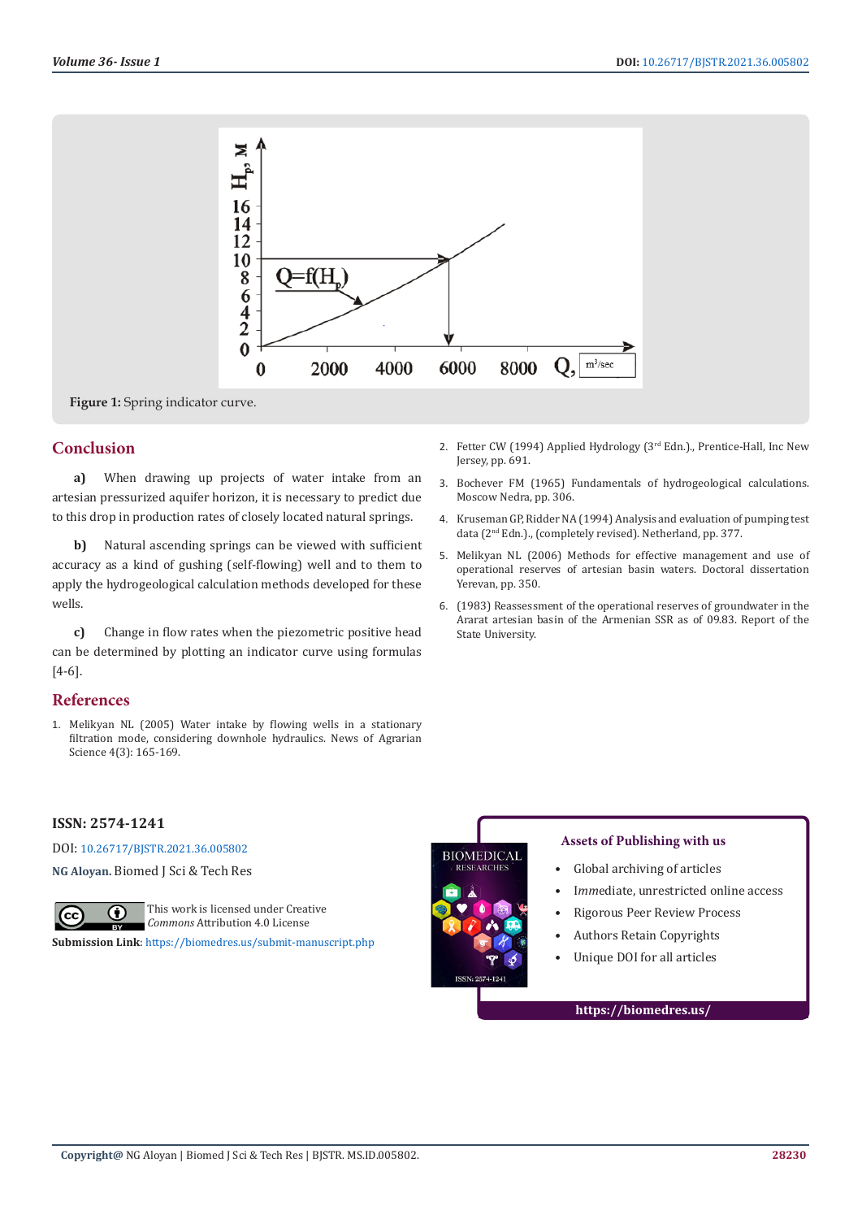$H_p$, M

16
14
12
10
8
6
4
2
0

$Q=f(H_p)$

0 2000 4000 6000 8000 Q, m³/sec

**Figure 1:** Spring indicator curve.

## Conclusion

**a)** When drawing up projects of water intake from an artesian pressurized aquifer horizon, it is necessary to predict due to this drop in production rates of closely located natural springs.

**b)** Natural ascending springs can be viewed with sufficient accuracy as a kind of gushing (self-flowing) well and to them to apply the hydrogeological calculation methods developed for these wells.

**c)** Change in flow rates when the piezometric positive head can be determined by plotting an indicator curve using formulas [4-6].

## References

1. Melikyan NL (2005) Water intake by flowing wells in a stationary filtration mode, considering downhole hydraulics. News of Agrarian Science 4(3): 165-169.
2. Fetter CW (1994) Applied Hydrology (3rd Edn.), Prentice-Hall, Inc New Jersey, pp. 691.
3. Bochever FM (1965) Fundamentals of hydrogeological calculations. Moscow Nedra, pp. 306.
4. Kruseman GP, Ridder NA (1994) Analysis and evaluation of pumping test data (2nd Edn.), (completely revised). Netherland, pp. 377.
5. Melikyan NL (2006) Methods for effective management and use of operational reserves of artesian basin waters. Doctoral dissertation Yerevan, pp. 350.
6. (1983) Reassessment of the operational reserves of groundwater in the Ararat artesian basin of the Armenian SSR as of 09.83. Report of the State University.

**ISSN: 2574-1241**

DOI: 10.26717/BJSTR.2021.36.005802

**NG Aloyan.** Biomed J Sci & Tech Res

This work is licensed under Creative *Commons* Attribution 4.0 License

**Submission Link**: https://biomedres.us/submit-manuscript.php

**Assets of Publishing with us**

- Global archiving of articles
- Immediate, unrestricted online access
- Rigorous Peer Review Process
- Authors Retain Copyrights
- Unique DOI for all articles

**https://biomedres.us/**